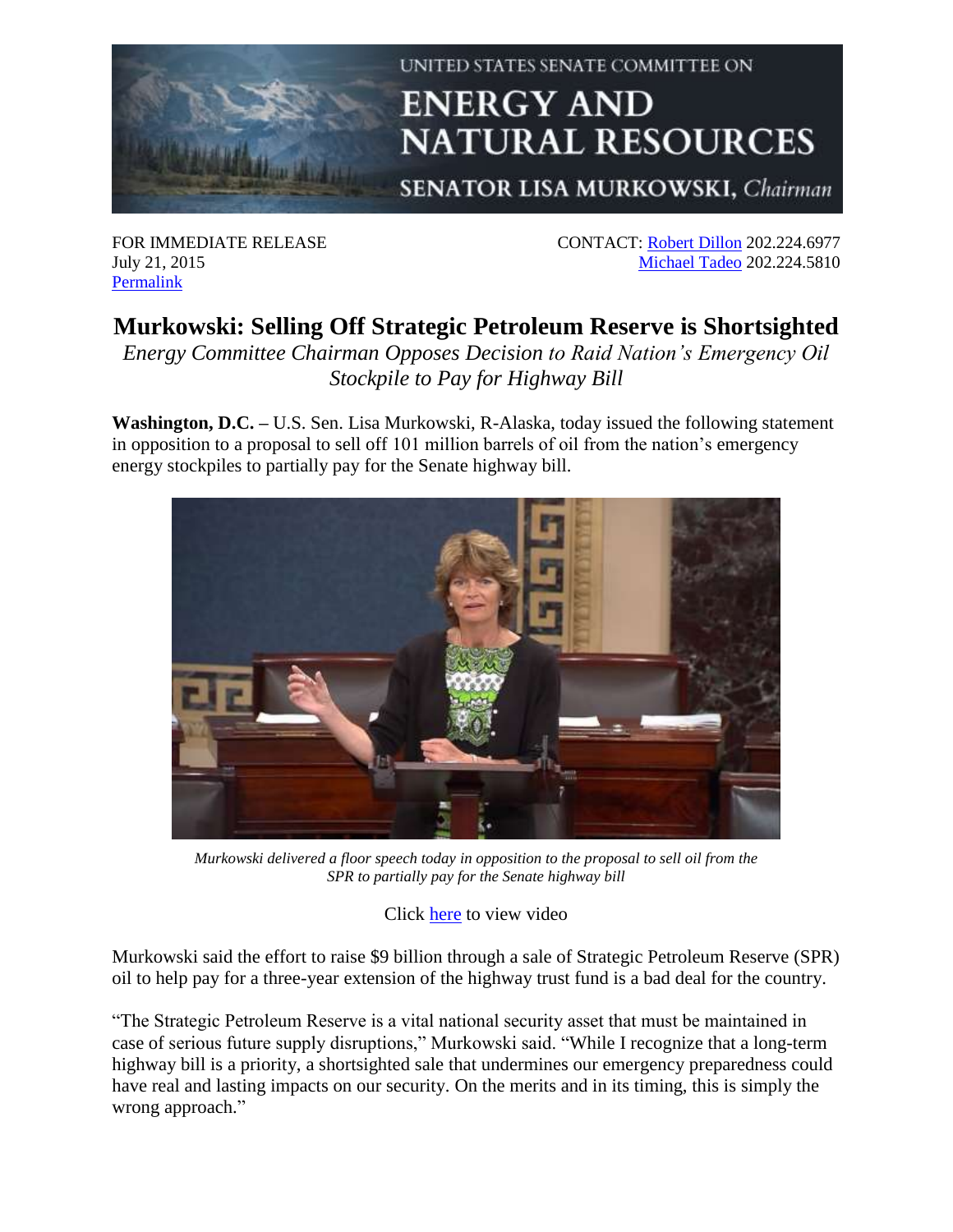UNITED STATES SENATE COMMITTEE ON

**ENERGY AND NATURAL RESOURCES**

**SENATOR LISA MURKOWSKI,** *Chairman*

FOR IMMEDIATE RELEASE
July 21, 2015
Permalink

CONTACT: Robert Dillon 202.224.6977
Michael Tadeo 202.224.5810

# Murkowski: Selling Off Strategic Petroleum Reserve is Shortsighted

*Energy Committee Chairman Opposes Decision to Raid Nation's Emergency Oil Stockpile to Pay for Highway Bill*

**Washington, D.C. –** U.S. Sen. Lisa Murkowski, R-Alaska, today issued the following statement in opposition to a proposal to sell off 101 million barrels of oil from the nation's emergency energy stockpiles to partially pay for the Senate highway bill.

*Murkowski delivered a floor speech today in opposition to the proposal to sell oil from the SPR to partially pay for the Senate highway bill*

Click here to view video

Murkowski said the effort to raise $9 billion through a sale of Strategic Petroleum Reserve (SPR) oil to help pay for a three-year extension of the highway trust fund is a bad deal for the country.

"The Strategic Petroleum Reserve is a vital national security asset that must be maintained in case of serious future supply disruptions," Murkowski said. "While I recognize that a long-term highway bill is a priority, a shortsighted sale that undermines our emergency preparedness could have real and lasting impacts on our security. On the merits and in its timing, this is simply the wrong approach."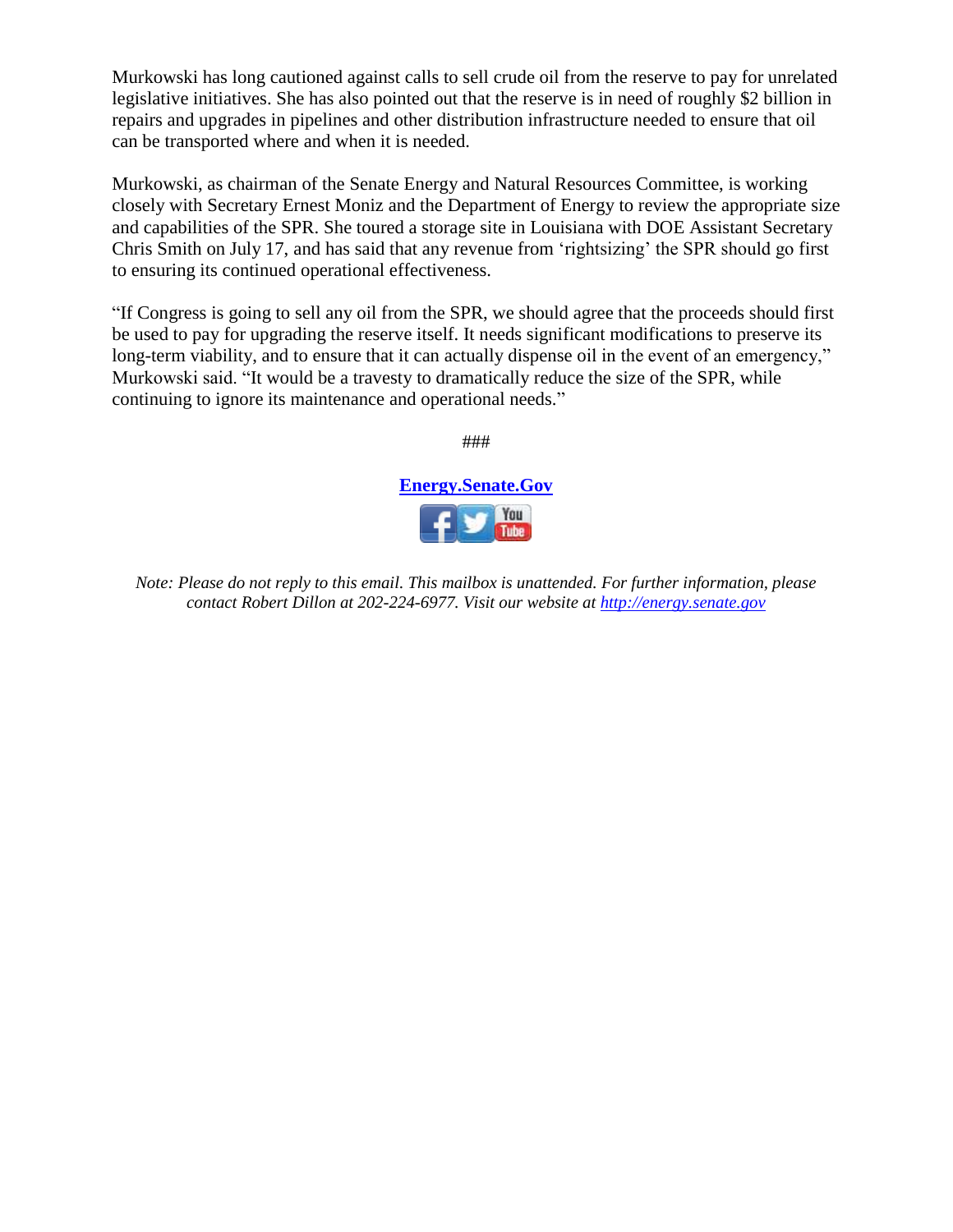Murkowski has long cautioned against calls to sell crude oil from the reserve to pay for unrelated legislative initiatives. She has also pointed out that the reserve is in need of roughly $2 billion in repairs and upgrades in pipelines and other distribution infrastructure needed to ensure that oil can be transported where and when it is needed.

Murkowski, as chairman of the Senate Energy and Natural Resources Committee, is working closely with Secretary Ernest Moniz and the Department of Energy to review the appropriate size and capabilities of the SPR. She toured a storage site in Louisiana with DOE Assistant Secretary Chris Smith on July 17, and has said that any revenue from 'rightsizing' the SPR should go first to ensuring its continued operational effectiveness.

"If Congress is going to sell any oil from the SPR, we should agree that the proceeds should first be used to pay for upgrading the reserve itself. It needs significant modifications to preserve its long-term viability, and to ensure that it can actually dispense oil in the event of an emergency," Murkowski said. "It would be a travesty to dramatically reduce the size of the SPR, while continuing to ignore its maintenance and operational needs."

###

**[Energy.Senate.Gov](http://energy.senate.gov)**

*Note: Please do not reply to this email. This mailbox is unattended. For further information, please contact Robert Dillon at 202-224-6977. Visit our website at [http://energy.senate.gov](http://energy.senate.gov)*